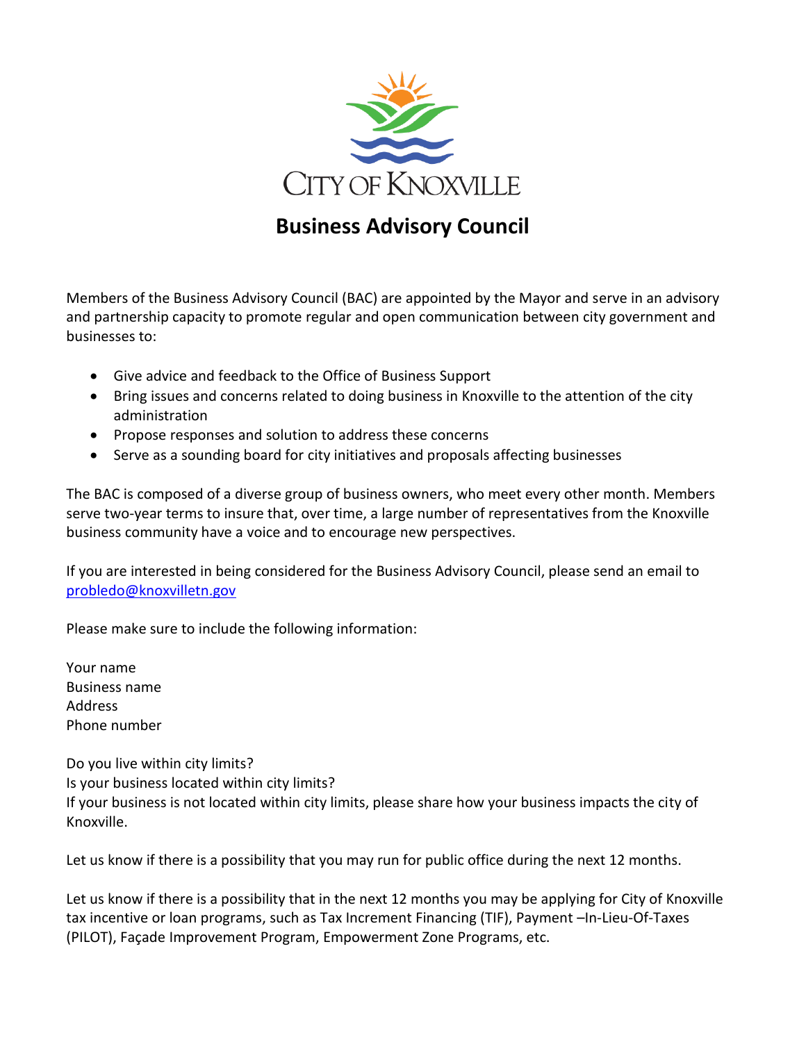CITY OF KNOXVILLE

# Business Advisory Council

Members of the Business Advisory Council (BAC) are appointed by the Mayor and serve in an advisory and partnership capacity to promote regular and open communication between city government and businesses to:

- Give advice and feedback to the Office of Business Support
- Bring issues and concerns related to doing business in Knoxville to the attention of the city administration
- Propose responses and solution to address these concerns
- Serve as a sounding board for city initiatives and proposals affecting businesses

The BAC is composed of a diverse group of business owners, who meet every other month. Members serve two-year terms to insure that, over time, a large number of representatives from the Knoxville business community have a voice and to encourage new perspectives.

If you are interested in being considered for the Business Advisory Council, please send an email to probledo@knoxvilletn.gov

Please make sure to include the following information:

Your name
Business name
Address
Phone number

Do you live within city limits?
Is your business located within city limits?
If your business is not located within city limits, please share how your business impacts the city of Knoxville.

Let us know if there is a possibility that you may run for public office during the next 12 months.

Let us know if there is a possibility that in the next 12 months you may be applying for City of Knoxville tax incentive or loan programs, such as Tax Increment Financing (TIF), Payment –In-Lieu-Of-Taxes (PILOT), Façade Improvement Program, Empowerment Zone Programs, etc.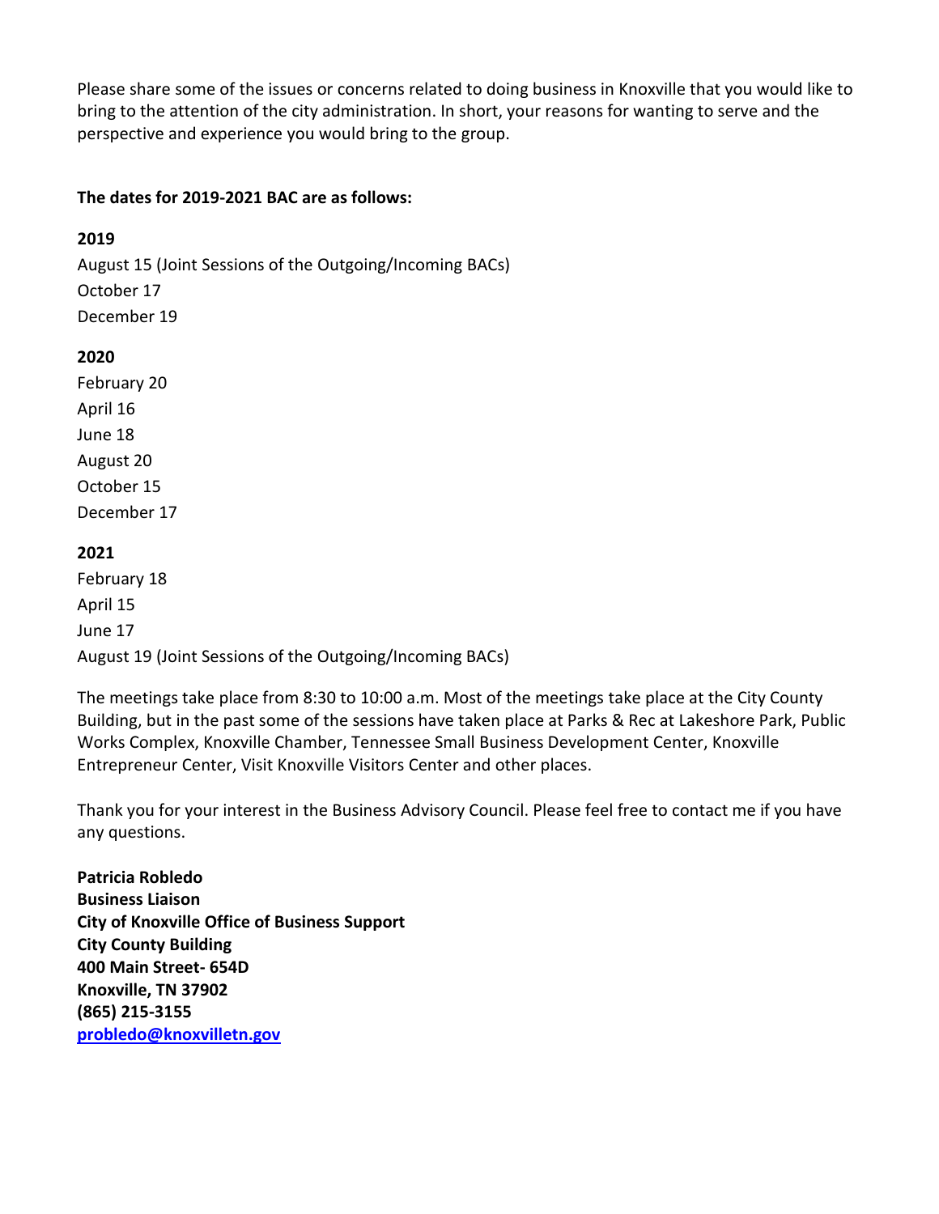Please share some of the issues or concerns related to doing business in Knoxville that you would like to bring to the attention of the city administration. In short, your reasons for wanting to serve and the perspective and experience you would bring to the group.

**The dates for 2019-2021 BAC are as follows:**

**2019**

August 15 (Joint Sessions of the Outgoing/Incoming BACs)
October 17
December 19

**2020**

February 20
April 16
June 18
August 20
October 15
December 17

**2021**

February 18
April 15
June 17
August 19 (Joint Sessions of the Outgoing/Incoming BACs)

The meetings take place from 8:30 to 10:00 a.m. Most of the meetings take place at the City County Building, but in the past some of the sessions have taken place at Parks & Rec at Lakeshore Park, Public Works Complex, Knoxville Chamber, Tennessee Small Business Development Center, Knoxville Entrepreneur Center, Visit Knoxville Visitors Center and other places.

Thank you for your interest in the Business Advisory Council. Please feel free to contact me if you have any questions.

**Patricia Robledo**
**Business Liaison**
**City of Knoxville Office of Business Support**
**City County Building**
**400 Main Street- 654D**
**Knoxville, TN 37902**
**(865) 215-3155**
**probledo@knoxvilletn.gov**